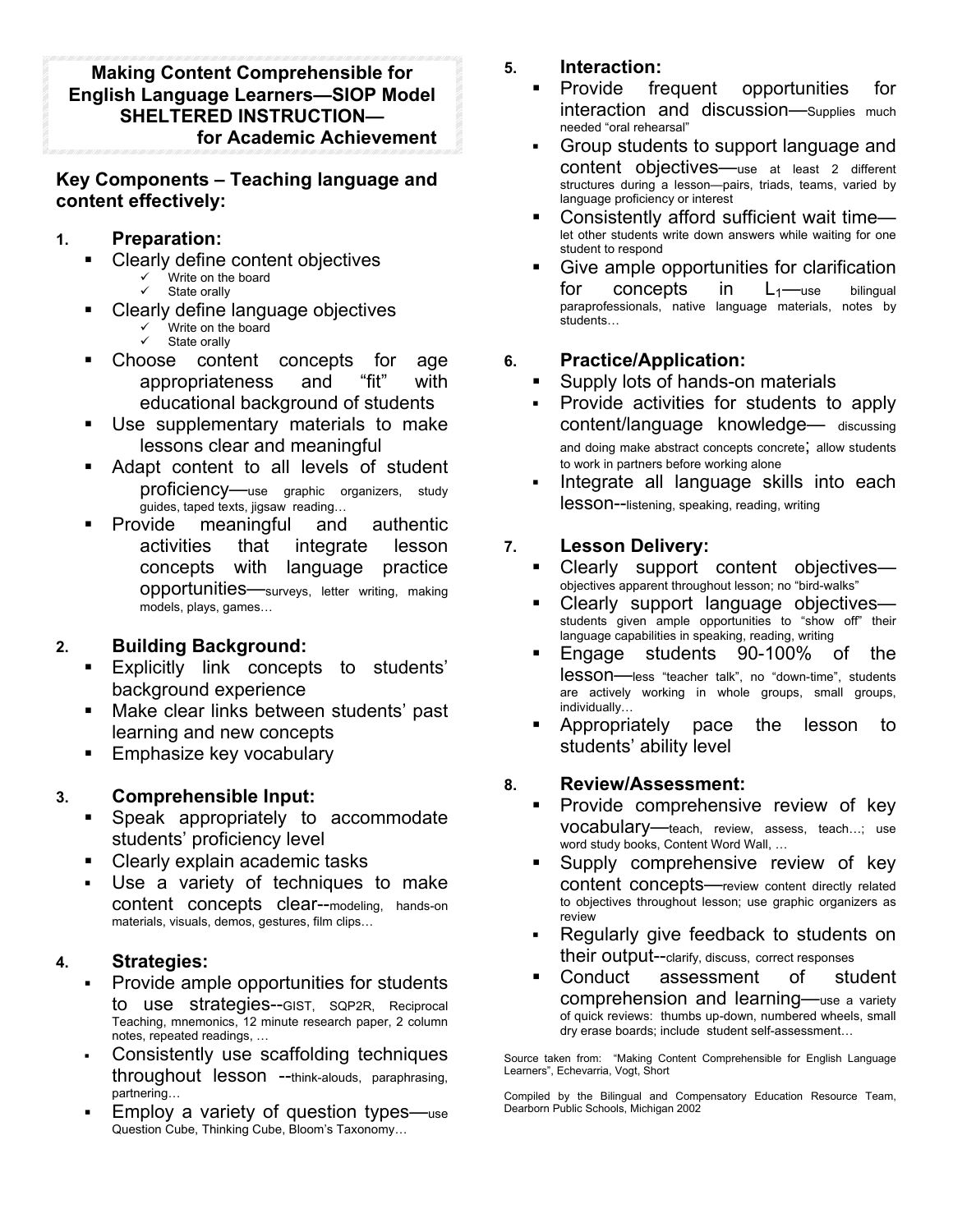# Making Content Comprehensible for English Language Learners—SIOP Model SHELTERED INSTRUCTION— for Academic Achievement

## Key Components – Teaching language and content effectively:

1. **Preparation:**
   - Clearly define content objectives
     - ✓ Write on the board
     - ✓ State orally
   - Clearly define language objectives
     - ✓ Write on the board
     - ✓ State orally
   - Choose content concepts for age appropriateness and "fit" with educational background of students
   - Use supplementary materials to make lessons clear and meaningful
   - Adapt content to all levels of student proficiency—use graphic organizers, study guides, taped texts, jigsaw reading…
   - Provide meaningful and authentic activities that integrate lesson concepts with language practice opportunities—surveys, letter writing, making models, plays, games…

2. **Building Background:**
   - Explicitly link concepts to students' background experience
   - Make clear links between students' past learning and new concepts
   - Emphasize key vocabulary

3. **Comprehensible Input:**
   - Speak appropriately to accommodate students' proficiency level
   - Clearly explain academic tasks
   - Use a variety of techniques to make content concepts clear--modeling, hands-on materials, visuals, demos, gestures, film clips…

4. **Strategies:**
   - Provide ample opportunities for students to use strategies--GIST, SQP2R, Reciprocal Teaching, mnemonics, 12 minute research paper, 2 column notes, repeated readings, …
   - Consistently use scaffolding techniques throughout lesson --think-alouds, paraphrasing, partnering…
   - Employ a variety of question types—use Question Cube, Thinking Cube, Bloom's Taxonomy…

5. **Interaction:**
   - Provide frequent opportunities for interaction and discussion—Supplies much needed "oral rehearsal"
   - Group students to support language and content objectives—use at least 2 different structures during a lesson—pairs, triads, teams, varied by language proficiency or interest
   - Consistently afford sufficient wait time—let other students write down answers while waiting for one student to respond
   - Give ample opportunities for clarification for concepts in $L_1$—use bilingual paraprofessionals, native language materials, notes by students…

6. **Practice/Application:**
   - Supply lots of hands-on materials
   - Provide activities for students to apply content/language knowledge— discussing and doing make abstract concepts concrete; allow students to work in partners before working alone
   - Integrate all language skills into each lesson--listening, speaking, reading, writing

7. **Lesson Delivery:**
   - Clearly support content objectives—objectives apparent throughout lesson; no "bird-walks"
   - Clearly support language objectives—students given ample opportunities to "show off" their language capabilities in speaking, reading, writing
   - Engage students 90-100% of the lesson—less "teacher talk", no "down-time", students are actively working in whole groups, small groups, individually…
   - Appropriately pace the lesson to students' ability level

8. **Review/Assessment:**
   - Provide comprehensive review of key vocabulary—teach, review, assess, teach…; use word study books, Content Word Wall, …
   - Supply comprehensive review of key content concepts—review content directly related to objectives throughout lesson; use graphic organizers as review
   - Regularly give feedback to students on their output--clarify, discuss, correct responses
   - Conduct assessment of student comprehension and learning—use a variety of quick reviews: thumbs up-down, numbered wheels, small dry erase boards; include student self-assessment…

Source taken from: "Making Content Comprehensible for English Language Learners", Echevarria, Vogt, Short

Compiled by the Bilingual and Compensatory Education Resource Team, Dearborn Public Schools, Michigan 2002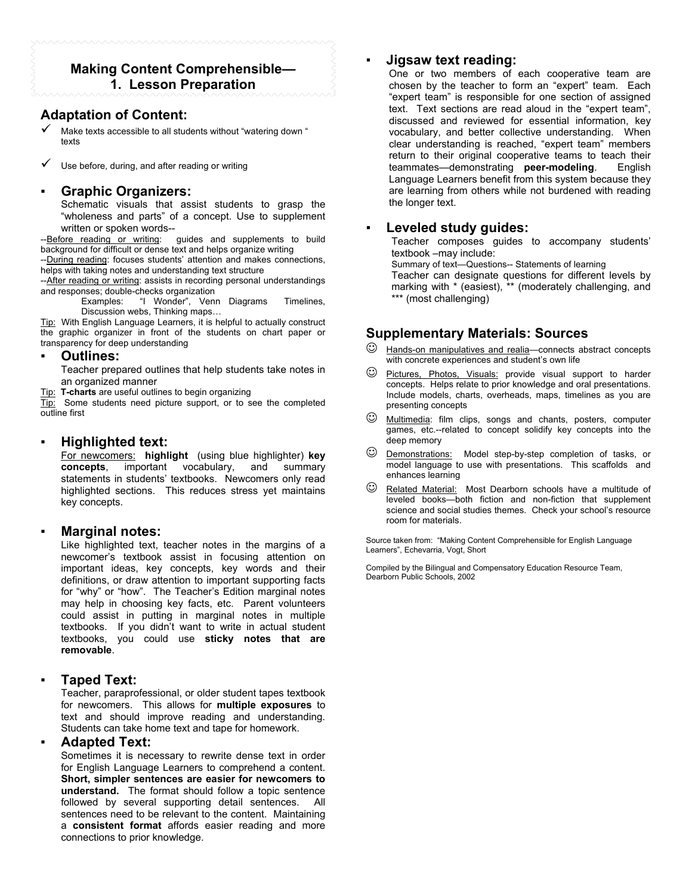# Making Content Comprehensible— 1. Lesson Preparation

## Adaptation of Content:

- ✓ Make texts accessible to all students without "watering down " texts
- ✓ Use before, during, and after reading or writing

### Graphic Organizers:

Schematic visuals that assist students to grasp the "wholeness and parts" of a concept. Use to supplement written or spoken words--

--Before reading or writing: guides and supplements to build background for difficult or dense text and helps organize writing

--During reading: focuses students' attention and makes connections, helps with taking notes and understanding text structure

--After reading or writing: assists in recording personal understandings and responses; double-checks organization

Examples: "I Wonder", Venn Diagrams Timelines, Discussion webs, Thinking maps…

Tip: With English Language Learners, it is helpful to actually construct the graphic organizer in front of the students on chart paper or transparency for deep understanding

### Outlines:

Teacher prepared outlines that help students take notes in an organized manner

Tip: **T-charts** are useful outlines to begin organizing

Tip: Some students need picture support, or to see the completed outline first

### Highlighted text:

For newcomers: **highlight** (using blue highlighter) **key concepts**, important vocabulary, and summary statements in students' textbooks. Newcomers only read highlighted sections. This reduces stress yet maintains key concepts.

### Marginal notes:

Like highlighted text, teacher notes in the margins of a newcomer's textbook assist in focusing attention on important ideas, key concepts, key words and their definitions, or draw attention to important supporting facts for "why" or "how". The Teacher's Edition marginal notes may help in choosing key facts, etc. Parent volunteers could assist in putting in marginal notes in multiple textbooks. If you didn't want to write in actual student textbooks, you could use **sticky notes that are removable**.

### Taped Text:

Teacher, paraprofessional, or older student tapes textbook for newcomers. This allows for **multiple exposures** to text and should improve reading and understanding. Students can take home text and tape for homework.

### Adapted Text:

Sometimes it is necessary to rewrite dense text in order for English Language Learners to comprehend a content. **Short, simpler sentences are easier for newcomers to understand.** The format should follow a topic sentence followed by several supporting detail sentences. All sentences need to be relevant to the content. Maintaining a **consistent format** affords easier reading and more connections to prior knowledge.

### Jigsaw text reading:

One or two members of each cooperative team are chosen by the teacher to form an "expert" team. Each "expert team" is responsible for one section of assigned text. Text sections are read aloud in the "expert team", discussed and reviewed for essential information, key vocabulary, and better collective understanding. When clear understanding is reached, "expert team" members return to their original cooperative teams to teach their teammates—demonstrating **peer-modeling**. English Language Learners benefit from this system because they are learning from others while not burdened with reading the longer text.

### Leveled study guides:

Teacher composes guides to accompany students' textbook –may include:

Summary of text—Questions-- Statements of learning

Teacher can designate questions for different levels by marking with * (easiest), ** (moderately challenging, and *** (most challenging)

## Supplementary Materials: Sources

- ☺ Hands-on manipulatives and realia—connects abstract concepts with concrete experiences and student's own life
- ☺ Pictures, Photos, Visuals: provide visual support to harder concepts. Helps relate to prior knowledge and oral presentations. Include models, charts, overheads, maps, timelines as you are presenting concepts
- ☺ Multimedia: film clips, songs and chants, posters, computer games, etc.--related to concept solidify key concepts into the deep memory
- ☺ Demonstrations: Model step-by-step completion of tasks, or model language to use with presentations. This scaffolds and enhances learning
- ☺ Related Material: Most Dearborn schools have a multitude of leveled books—both fiction and non-fiction that supplement science and social studies themes. Check your school's resource room for materials.

Source taken from: "Making Content Comprehensible for English Language Learners", Echevarria, Vogt, Short

Compiled by the Bilingual and Compensatory Education Resource Team, Dearborn Public Schools, 2002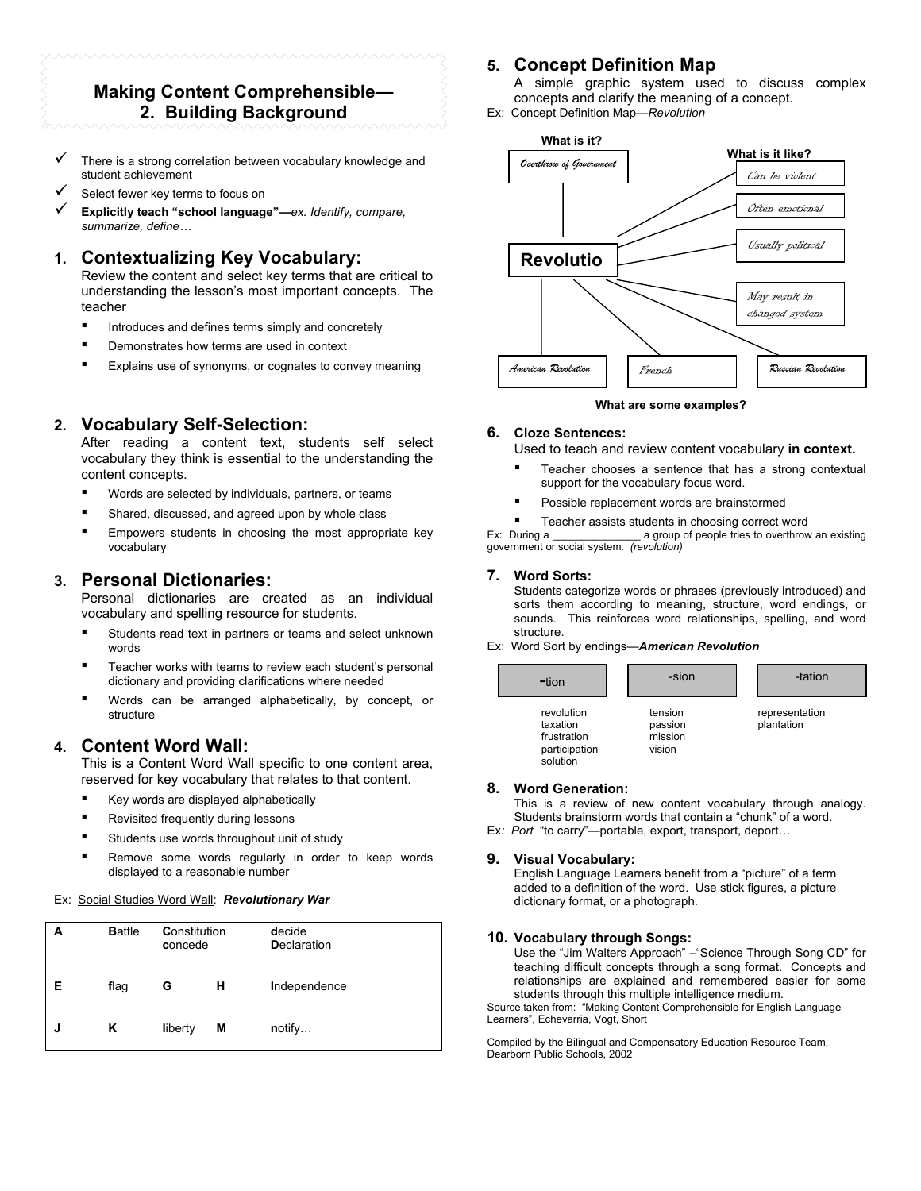# Making Content Comprehensible— 2. Building Background

- ✓ There is a strong correlation between vocabulary knowledge and student achievement
- ✓ Select fewer key terms to focus on
- ✓ **Explicitly teach "school language"—***ex. Identify, compare, summarize, define…*

## 1. Contextualizing Key Vocabulary:

Review the content and select key terms that are critical to understanding the lesson's most important concepts. The teacher

- Introduces and defines terms simply and concretely
- Demonstrates how terms are used in context
- Explains use of synonyms, or cognates to convey meaning

## 2. Vocabulary Self-Selection:

After reading a content text, students self select vocabulary they think is essential to the understanding the content concepts.

- Words are selected by individuals, partners, or teams
- Shared, discussed, and agreed upon by whole class
- Empowers students in choosing the most appropriate key vocabulary

## 3. Personal Dictionaries:

Personal dictionaries are created as an individual vocabulary and spelling resource for students.

- Students read text in partners or teams and select unknown words
- Teacher works with teams to review each student's personal dictionary and providing clarifications where needed
- Words can be arranged alphabetically, by concept, or structure

## 4. Content Word Wall:

This is a Content Word Wall specific to one content area, reserved for key vocabulary that relates to that content.

- Key words are displayed alphabetically
- Revisited frequently during lessons
- Students use words throughout unit of study
- Remove some words regularly in order to keep words displayed to a reasonable number

Ex: Social Studies Word Wall: ***Revolutionary War***

| | | | | |
|---|---|---|---|---|
| **A** | **B**attle | **C**onstitution<br>**c**oncede | | **d**ecide<br>**D**eclaration |
| **E** | **f**lag | **G** | **H** | **I**ndependence |
| **J** | **K** | **l**iberty | **M** | **n**otify… |

## 5. Concept Definition Map

A simple graphic system used to discuss complex concepts and clarify the meaning of a concept.

Ex: Concept Definition Map—*Revolution*

What is it?
Overthrow of Government
What is it like?
Can be violent
Often emotional
Usually political
May result in changed system
Revolutio
American Revolution
French
Russian Revolution
What are some examples?

### 6. Cloze Sentences:

Used to teach and review content vocabulary **in context.**

- Teacher chooses a sentence that has a strong contextual support for the vocabulary focus word.
- Possible replacement words are brainstormed
- Teacher assists students in choosing correct word

Ex: During a _______________ a group of people tries to overthrow an existing government or social system. *(revolution)*

### 7. Word Sorts:

Students categorize words or phrases (previously introduced) and sorts them according to meaning, structure, word endings, or sounds. This reinforces word relationships, spelling, and word structure.

Ex: Word Sort by endings—***American Revolution***

| -tion | -sion | -tation |
|---|---|---|
| revolution<br>taxation<br>frustration<br>participation<br>solution | tension<br>passion<br>mission<br>vision | representation<br>plantation |

### 8. Word Generation:

This is a review of new content vocabulary through analogy. Students brainstorm words that contain a "chunk" of a word.

Ex*: Port* "to carry"—portable, export, transport, deport…

### 9. Visual Vocabulary:

English Language Learners benefit from a "picture" of a term added to a definition of the word. Use stick figures, a picture dictionary format, or a photograph.

### 10. Vocabulary through Songs:

Use the "Jim Walters Approach" –"Science Through Song CD" for teaching difficult concepts through a song format. Concepts and relationships are explained and remembered easier for some students through this multiple intelligence medium.

Source taken from: "Making Content Comprehensible for English Language Learners", Echevarria, Vogt, Short

Compiled by the Bilingual and Compensatory Education Resource Team, Dearborn Public Schools, 2002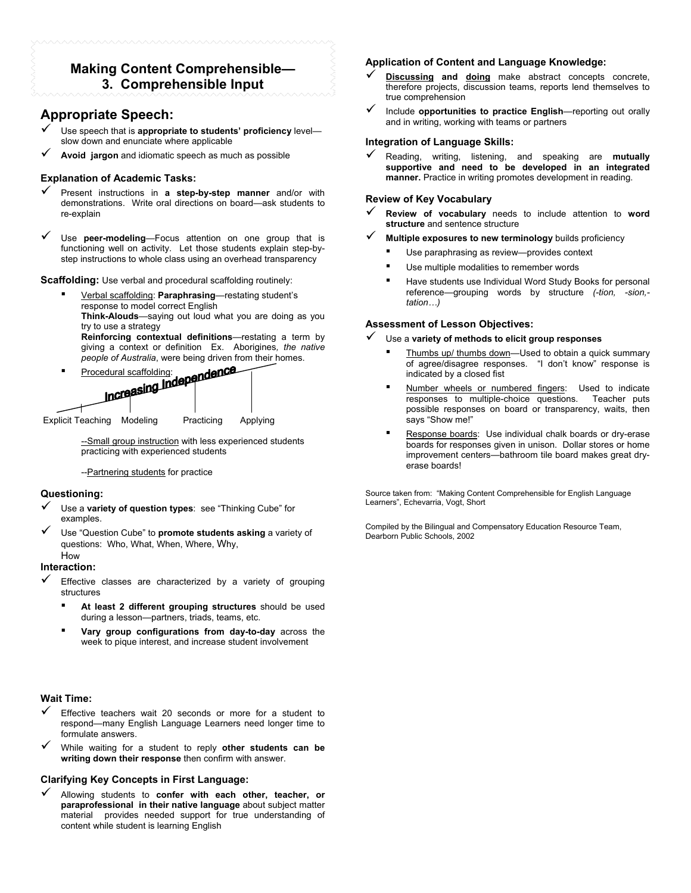# Making Content Comprehensible—
# 3. Comprehensible Input

## Appropriate Speech:

- ✓ Use speech that is **appropriate to students' proficiency** level—slow down and enunciate where applicable
- ✓ **Avoid jargon** and idiomatic speech as much as possible

### Explanation of Academic Tasks:

- ✓ Present instructions in **a step-by-step manner** and/or with demonstrations. Write oral directions on board—ask students to re-explain
- ✓ Use **peer-modeling**—Focus attention on one group that is functioning well on activity. Let those students explain step-by-step instructions to whole class using an overhead transparency

**Scaffolding:** Use verbal and procedural scaffolding routinely:

- Verbal scaffolding: **Paraphrasing**—restating student's response to model correct English
  **Think-Alouds**—saying out loud what you are doing as you try to use a strategy
  **Reinforcing contextual definitions**—restating a term by giving a context or definition Ex. Aborigines, *the native people of Australia*, were being driven from their homes.
- Procedural scaffolding:

Increasing Independence

Explicit Teaching Modeling Practicing Applying

--Small group instruction with less experienced students practicing with experienced students

--Partnering students for practice

### Questioning:

- ✓ Use a **variety of question types**: see "Thinking Cube" for examples.
- ✓ Use "Question Cube" to **promote students asking** a variety of questions: Who, What, When, Where, Why, How

### Interaction:

- ✓ Effective classes are characterized by a variety of grouping structures
  - **At least 2 different grouping structures** should be used during a lesson—partners, triads, teams, etc.
  - **Vary group configurations from day-to-day** across the week to pique interest, and increase student involvement

### Wait Time:

- ✓ Effective teachers wait 20 seconds or more for a student to respond—many English Language Learners need longer time to formulate answers.
- ✓ While waiting for a student to reply **other students can be writing down their response** then confirm with answer.

### Clarifying Key Concepts in First Language:

- ✓ Allowing students to **confer with each other, teacher, or paraprofessional in their native language** about subject matter material provides needed support for true understanding of content while student is learning English

### Application of Content and Language Knowledge:

- ✓ **Discussing and doing** make abstract concepts concrete, therefore projects, discussion teams, reports lend themselves to true comprehension
- ✓ Include **opportunities to practice English**—reporting out orally and in writing, working with teams or partners

### Integration of Language Skills:

- ✓ Reading, writing, listening, and speaking are **mutually supportive and need to be developed in an integrated manner.** Practice in writing promotes development in reading.

### Review of Key Vocabulary

- ✓ **Review of vocabulary** needs to include attention to **word structure** and sentence structure
- ✓ **Multiple exposures to new terminology** builds proficiency
  - Use paraphrasing as review—provides context
  - Use multiple modalities to remember words
  - Have students use Individual Word Study Books for personal reference—grouping words by structure *(-tion, -sion,-tation…)*

### Assessment of Lesson Objectives:

- ✓ Use a **variety of methods to elicit group responses**
  - Thumbs up/ thumbs down—Used to obtain a quick summary of agree/disagree responses. "I don't know" response is indicated by a closed fist
  - Number wheels or numbered fingers: Used to indicate responses to multiple-choice questions. Teacher puts possible responses on board or transparency, waits, then says "Show me!"
  - Response boards: Use individual chalk boards or dry-erase boards for responses given in unison. Dollar stores or home improvement centers—bathroom tile board makes great dry-erase boards!

Source taken from: "Making Content Comprehensible for English Language Learners", Echevarria, Vogt, Short

Compiled by the Bilingual and Compensatory Education Resource Team, Dearborn Public Schools, 2002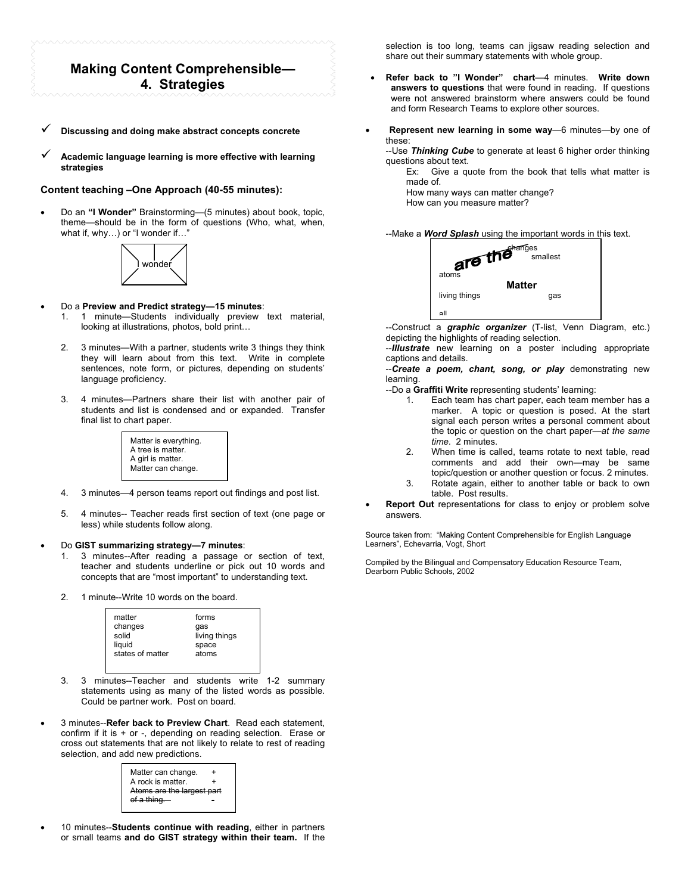# Making Content Comprehensible—4. Strategies

- ✓ **Discussing and doing make abstract concepts concrete**
- ✓ **Academic language learning is more effective with learning strategies**

### Content teaching –One Approach (40-55 minutes):

- Do an **"I Wonder"** Brainstorming—(5 minutes) about book, topic, theme—should be in the form of questions (Who, what, when, what if, why…) or "I wonder if…"

I wonder

- Do a **Preview and Predict strategy—15 minutes**:
  1. 1 minute—Students individually preview text material, looking at illustrations, photos, bold print…
  2. 3 minutes—With a partner, students write 3 things they think they will learn about from this text. Write in complete sentences, note form, or pictures, depending on students' language proficiency.
  3. 4 minutes—Partners share their list with another pair of students and list is condensed and or expanded. Transfer final list to chart paper.

     Matter is everything.
     A tree is matter.
     A girl is matter.
     Matter can change.

  4. 3 minutes—4 person teams report out findings and post list.
  5. 4 minutes-- Teacher reads first section of text (one page or less) while students follow along.

- Do **GIST summarizing strategy—7 minutes**:
  1. 3 minutes--After reading a passage or section of text, teacher and students underline or pick out 10 words and concepts that are "most important" to understanding text.
  2. 1 minute--Write 10 words on the board.

| | |
|---|---|
| matter | forms |
| changes | gas |
| solid | living things |
| liquid | space |
| states of matter | atoms |

  3. 3 minutes--Teacher and students write 1-2 summary statements using as many of the listed words as possible. Could be partner work. Post on board.

- 3 minutes--**Refer back to Preview Chart**. Read each statement, confirm if it is + or -, depending on reading selection. Erase or cross out statements that are not likely to relate to rest of reading selection, and add new predictions.

| | |
|---|---|
| Matter can change. | + |
| A rock is matter. | + |
| ~~Atoms are the largest part of a thing.~~ | - |

- 10 minutes--**Students continue with reading**, either in partners or small teams **and do GIST strategy within their team.** If the selection is too long, teams can jigsaw reading selection and share out their summary statements with whole group.

- **Refer back to "I Wonder" chart**—4 minutes. **Write down answers to questions** that were found in reading. If questions were not answered brainstorm where answers could be found and form Research Teams to explore other sources.

- **Represent new learning in some way**—6 minutes—by one of these:

  --Use ***Thinking Cube*** to generate at least 6 higher order thinking questions about text.

  Ex: Give a quote from the book that tells what matter is made of.
  How many ways can matter change?
  How can you measure matter?

  --Make a ***Word Splash*** using the important words in this text.

  are the changes smallest
  atoms
  **Matter**
  living things gas
  all

  --Construct a ***graphic organizer*** (T-list, Venn Diagram, etc.) depicting the highlights of reading selection.

  --***Illustrate*** new learning on a poster including appropriate captions and details.

  --***Create a poem, chant, song, or play*** demonstrating new learning.

  --Do a **Graffiti Write** representing students' learning:
  1. Each team has chart paper, each team member has a marker. A topic or question is posed. At the start signal each person writes a personal comment about the topic or question on the chart paper—*at the same time*. 2 minutes.
  2. When time is called, teams rotate to next table, read comments and add their own—may be same topic/question or another question or focus. 2 minutes.
  3. Rotate again, either to another table or back to own table. Post results.

- **Report Out** representations for class to enjoy or problem solve answers.

Source taken from: "Making Content Comprehensible for English Language Learners", Echevarria, Vogt, Short

Compiled by the Bilingual and Compensatory Education Resource Team, Dearborn Public Schools, 2002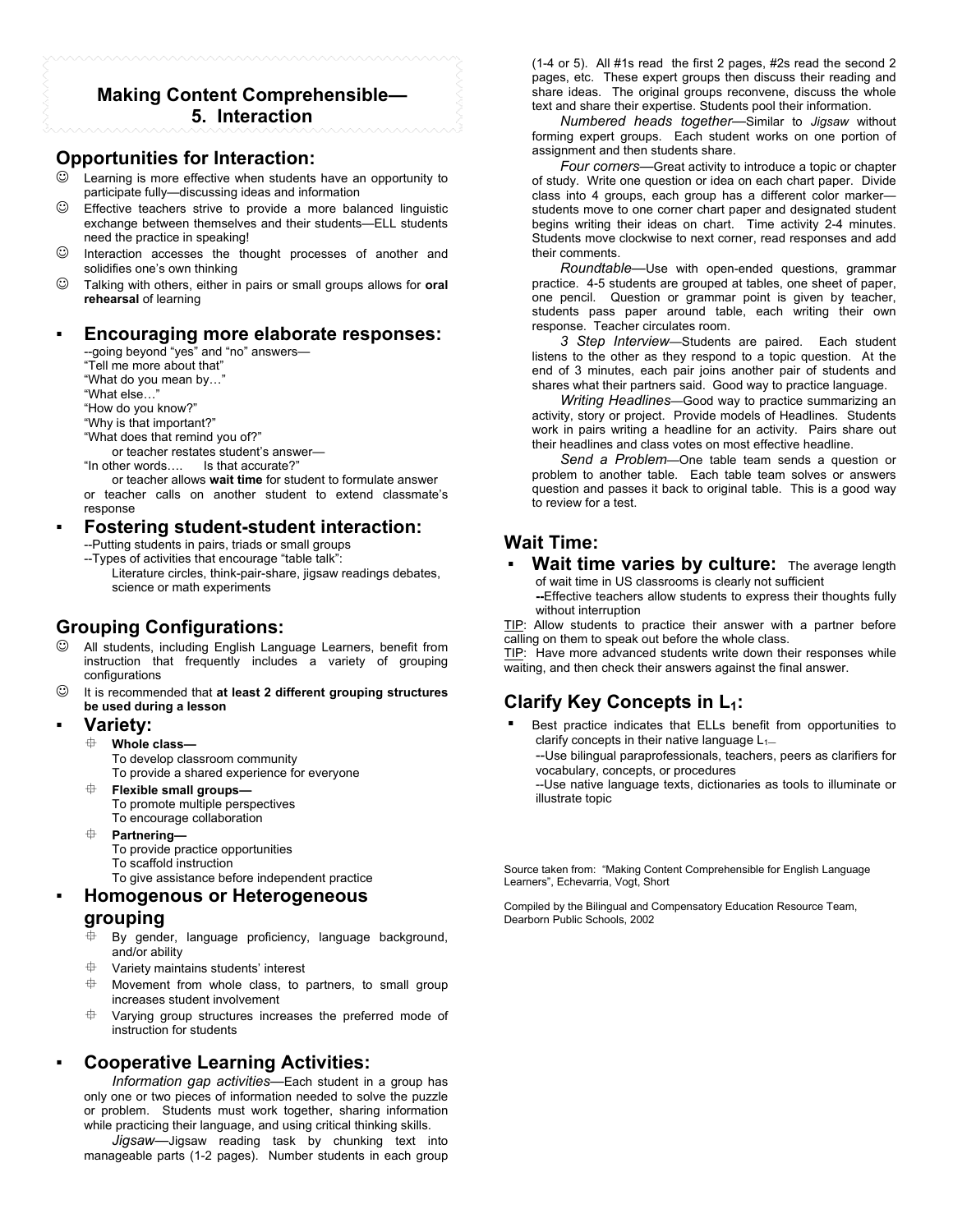# Making Content Comprehensible— 5. Interaction

## Opportunities for Interaction:

- ☺ Learning is more effective when students have an opportunity to participate fully—discussing ideas and information
- ☺ Effective teachers strive to provide a more balanced linguistic exchange between themselves and their students—ELL students need the practice in speaking!
- ☺ Interaction accesses the thought processes of another and solidifies one's own thinking
- ☺ Talking with others, either in pairs or small groups allows for **oral rehearsal** of learning

## ▪ Encouraging more elaborate responses:

--going beyond "yes" and "no" answers—
"Tell me more about that"
"What do you mean by…"
"What else…"
"How do you know?"
"Why is that important?"
"What does that remind you of?"
or teacher restates student's answer—
"In other words…. Is that accurate?"
or teacher allows **wait time** for student to formulate answer
or teacher calls on another student to extend classmate's response

## ▪ Fostering student-student interaction:

--Putting students in pairs, triads or small groups
--Types of activities that encourage "table talk":
Literature circles, think-pair-share, jigsaw readings debates, science or math experiments

## Grouping Configurations:

- ☺ All students, including English Language Learners, benefit from instruction that frequently includes a variety of grouping configurations
- ☺ It is recommended that **at least 2 different grouping structures be used during a lesson**

## ▪ Variety:

- **Whole class—**
  To develop classroom community
  To provide a shared experience for everyone
- **Flexible small groups—**
  To promote multiple perspectives
  To encourage collaboration
- **Partnering—**
  To provide practice opportunities
  To scaffold instruction
  To give assistance before independent practice

## ▪ Homogenous or Heterogeneous grouping

- By gender, language proficiency, language background, and/or ability
- Variety maintains students' interest
- Movement from whole class, to partners, to small group increases student involvement
- Varying group structures increases the preferred mode of instruction for students

## ▪ Cooperative Learning Activities:

*Information gap activities*—Each student in a group has only one or two pieces of information needed to solve the puzzle or problem. Students must work together, sharing information while practicing their language, and using critical thinking skills.

*Jigsaw*—Jigsaw reading task by chunking text into manageable parts (1-2 pages). Number students in each group (1-4 or 5). All #1s read the first 2 pages, #2s read the second 2 pages, etc. These expert groups then discuss their reading and share ideas. The original groups reconvene, discuss the whole text and share their expertise. Students pool their information.

*Numbered heads together*—Similar to *Jigsaw* without forming expert groups. Each student works on one portion of assignment and then students share.

*Four corners*—Great activity to introduce a topic or chapter of study. Write one question or idea on each chart paper. Divide class into 4 groups, each group has a different color marker—students move to one corner chart paper and designated student begins writing their ideas on chart. Time activity 2-4 minutes. Students move clockwise to next corner, read responses and add their comments.

*Roundtable*—Use with open-ended questions, grammar practice. 4-5 students are grouped at tables, one sheet of paper, one pencil. Question or grammar point is given by teacher, students pass paper around table, each writing their own response. Teacher circulates room.

*3 Step Interview*—Students are paired. Each student listens to the other as they respond to a topic question. At the end of 3 minutes, each pair joins another pair of students and shares what their partners said. Good way to practice language.

*Writing Headlines*—Good way to practice summarizing an activity, story or project. Provide models of Headlines. Students work in pairs writing a headline for an activity. Pairs share out their headlines and class votes on most effective headline.

*Send a Problem*—One table team sends a question or problem to another table. Each table team solves or answers question and passes it back to original table. This is a good way to review for a test.

## Wait Time:

▪ **Wait time varies by culture:** The average length of wait time in US classrooms is clearly not sufficient
**--**Effective teachers allow students to express their thoughts fully without interruption

TIP: Allow students to practice their answer with a partner before calling on them to speak out before the whole class.
TIP: Have more advanced students write down their responses while waiting, and then check their answers against the final answer.

## Clarify Key Concepts in $L_1$:

▪ Best practice indicates that ELLs benefit from opportunities to clarify concepts in their native language $L_1$—
--Use bilingual paraprofessionals, teachers, peers as clarifiers for vocabulary, concepts, or procedures
--Use native language texts, dictionaries as tools to illuminate or illustrate topic

Source taken from: "Making Content Comprehensible for English Language Learners", Echevarria, Vogt, Short

Compiled by the Bilingual and Compensatory Education Resource Team, Dearborn Public Schools, 2002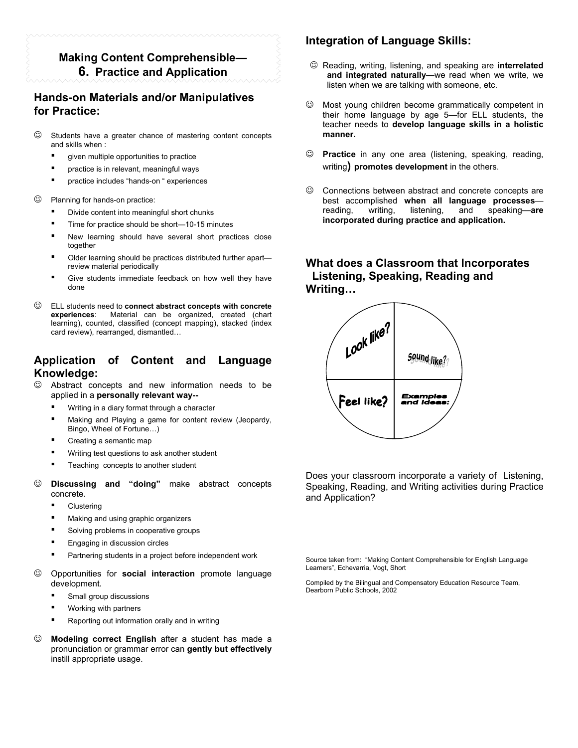## Making Content Comprehensible— 6. Practice and Application

### Hands-on Materials and/or Manipulatives for Practice:

☺ Students have a greater chance of mastering content concepts and skills when :

- given multiple opportunities to practice
- practice is in relevant, meaningful ways
- practice includes "hands-on " experiences

☺ Planning for hands-on practice:

- Divide content into meaningful short chunks
- Time for practice should be short—10-15 minutes
- New learning should have several short practices close together
- Older learning should be practices distributed further apart—review material periodically
- Give students immediate feedback on how well they have done

☺ ELL students need to **connect abstract concepts with concrete experiences**: Material can be organized, created (chart learning), counted, classified (concept mapping), stacked (index card review), rearranged, dismantled…

### Application of Content and Language Knowledge:

☺ Abstract concepts and new information needs to be applied in a **personally relevant way--**

- Writing in a diary format through a character
- Making and Playing a game for content review (Jeopardy, Bingo, Wheel of Fortune…)
- Creating a semantic map
- Writing test questions to ask another student
- Teaching concepts to another student

☺ **Discussing and "doing"** make abstract concepts concrete.

- Clustering
- Making and using graphic organizers
- Solving problems in cooperative groups
- Engaging in discussion circles
- Partnering students in a project before independent work

☺ Opportunities for **social interaction** promote language development.

- Small group discussions
- Working with partners
- Reporting out information orally and in writing

☺ **Modeling correct English** after a student has made a pronunciation or grammar error can **gently but effectively** instill appropriate usage.

### Integration of Language Skills:

☺ Reading, writing, listening, and speaking are **interrelated and integrated naturally**—we read when we write, we listen when we are talking with someone, etc.

☺ Most young children become grammatically competent in their home language by age 5—for ELL students, the teacher needs to **develop language skills in a holistic manner.**

☺ **Practice** in any one area (listening, speaking, reading, writing) **promotes development** in the others.

☺ Connections between abstract and concrete concepts are best accomplished **when all language processes**—reading, writing, listening, and speaking—**are incorporated during practice and application.**

### What does a Classroom that Incorporates Listening, Speaking, Reading and Writing…

Look like?

Sound like?

Feel like?

Examples and Ideas:

Does your classroom incorporate a variety of Listening, Speaking, Reading, and Writing activities during Practice and Application?

Source taken from: "Making Content Comprehensible for English Language Learners", Echevarria, Vogt, Short

Compiled by the Bilingual and Compensatory Education Resource Team, Dearborn Public Schools, 2002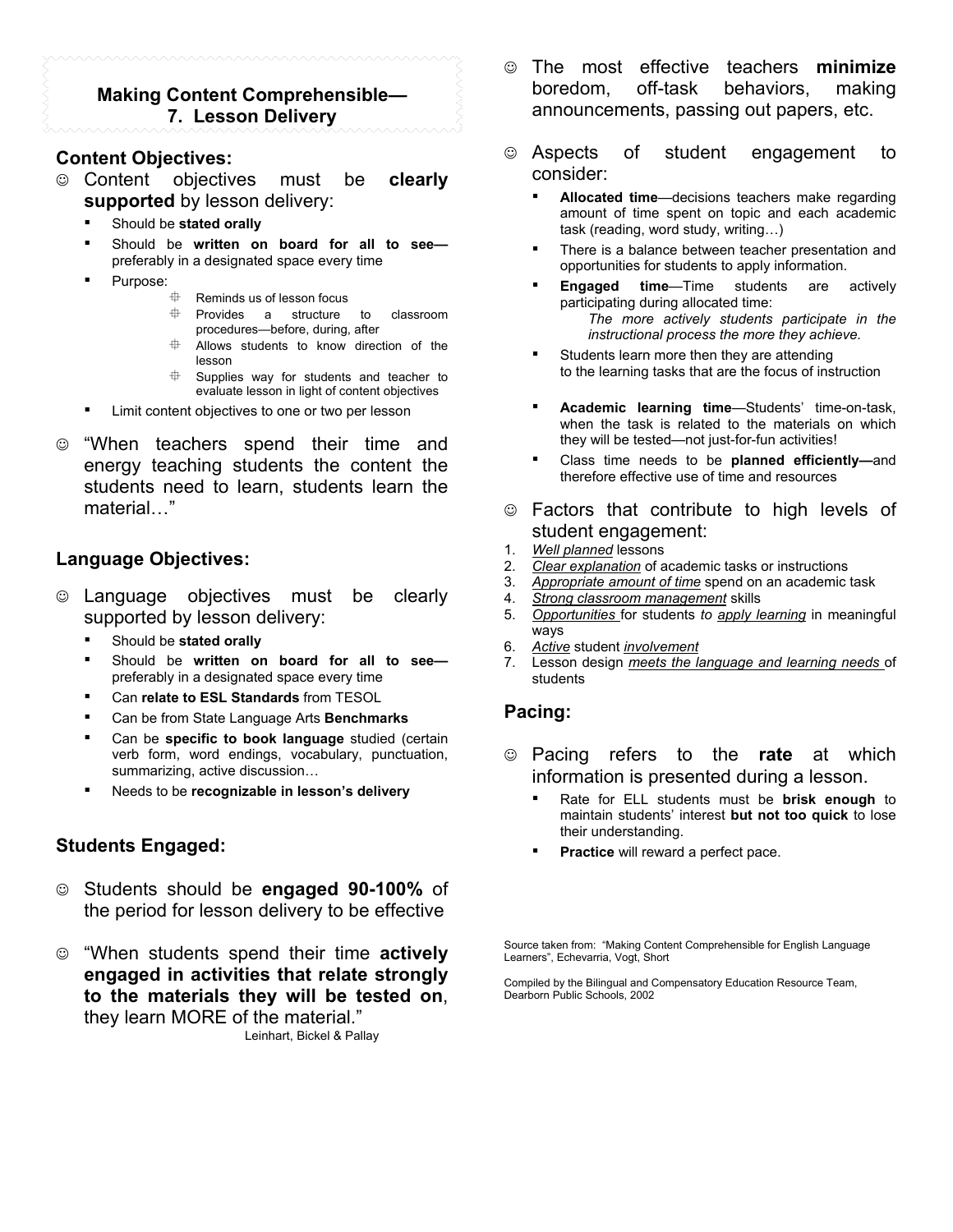## Making Content Comprehensible— 7. Lesson Delivery

### Content Objectives:

☺ Content objectives must be **clearly supported** by lesson delivery:

- Should be **stated orally**
- Should be **written on board for all to see—** preferably in a designated space every time
- Purpose:
  - Reminds us of lesson focus
  - Provides a structure to classroom procedures—before, during, after
  - Allows students to know direction of the lesson
  - Supplies way for students and teacher to evaluate lesson in light of content objectives
- Limit content objectives to one or two per lesson

☺ "When teachers spend their time and energy teaching students the content the students need to learn, students learn the material…"

### Language Objectives:

☺ Language objectives must be clearly supported by lesson delivery:

- Should be **stated orally**
- Should be **written on board for all to see—** preferably in a designated space every time
- Can **relate to ESL Standards** from TESOL
- Can be from State Language Arts **Benchmarks**
- Can be **specific to book language** studied (certain verb form, word endings, vocabulary, punctuation, summarizing, active discussion…
- Needs to be **recognizable in lesson's delivery**

### Students Engaged:

☺ Students should be **engaged 90-100%** of the period for lesson delivery to be effective

☺ "When students spend their time **actively engaged in activities that relate strongly to the materials they will be tested on**, they learn MORE of the material."

Leinhart, Bickel & Pallay

☺ The most effective teachers **minimize** boredom, off-task behaviors, making announcements, passing out papers, etc.

☺ Aspects of student engagement to consider:

- **Allocated time**—decisions teachers make regarding amount of time spent on topic and each academic task (reading, word study, writing…)
- There is a balance between teacher presentation and opportunities for students to apply information.
- **Engaged time**—Time students are actively participating during allocated time:
  *The more actively students participate in the instructional process the more they achieve.*
- Students learn more then they are attending to the learning tasks that are the focus of instruction
- **Academic learning time**—Students' time-on-task, when the task is related to the materials on which they will be tested—not just-for-fun activities!
- Class time needs to be **planned efficiently—**and therefore effective use of time and resources

☺ Factors that contribute to high levels of student engagement:

1. Well planned lessons
2. Clear explanation of academic tasks or instructions
3. Appropriate amount of time spend on an academic task
4. Strong classroom management skills
5. Opportunities for students to apply learning in meaningful ways
6. Active student involvement
7. Lesson design meets the language and learning needs of students

### Pacing:

☺ Pacing refers to the **rate** at which information is presented during a lesson.

- Rate for ELL students must be **brisk enough** to maintain students' interest **but not too quick** to lose their understanding.
- **Practice** will reward a perfect pace.

Source taken from: "Making Content Comprehensible for English Language Learners", Echevarria, Vogt, Short

Compiled by the Bilingual and Compensatory Education Resource Team, Dearborn Public Schools, 2002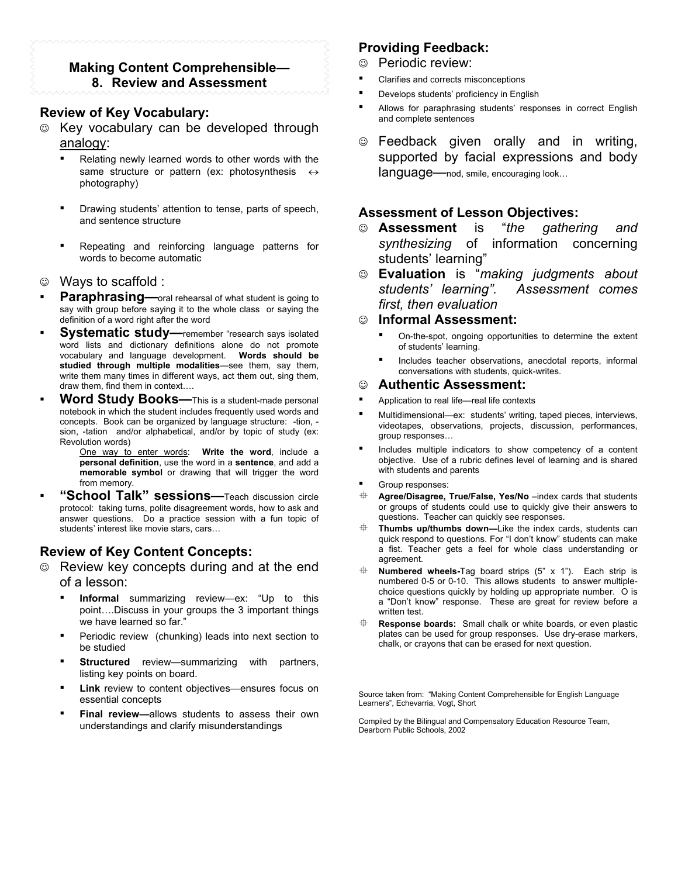## Making Content Comprehensible—
## 8. Review and Assessment

### Review of Key Vocabulary:

☺ Key vocabulary can be developed through analogy:

- Relating newly learned words to other words with the same structure or pattern (ex: photosynthesis ↔ photography)
- Drawing students' attention to tense, parts of speech, and sentence structure
- Repeating and reinforcing language patterns for words to become automatic

☺ Ways to scaffold :

- **Paraphrasing—**oral rehearsal of what student is going to say with group before saying it to the whole class or saying the definition of a word right after the word
- **Systematic study—**remember "research says isolated word lists and dictionary definitions alone do not promote vocabulary and language development. **Words should be studied through multiple modalities**—see them, say them, write them many times in different ways, act them out, sing them, draw them, find them in context….
- **Word Study Books—**This is a student-made personal notebook in which the student includes frequently used words and concepts. Book can be organized by language structure: -tion, -sion, -tation and/or alphabetical, and/or by topic of study (ex: Revolution words)

  One way to enter words: **Write the word**, include a **personal definition**, use the word in a **sentence**, and add a **memorable symbol** or drawing that will trigger the word from memory.
- **"School Talk" sessions—**Teach discussion circle protocol: taking turns, polite disagreement words, how to ask and answer questions. Do a practice session with a fun topic of students' interest like movie stars, cars…

### Review of Key Content Concepts:

☺ Review key concepts during and at the end of a lesson:

- **Informal** summarizing review—ex: "Up to this point….Discuss in your groups the 3 important things we have learned so far."
- Periodic review (chunking) leads into next section to be studied
- **Structured** review—summarizing with partners, listing key points on board.
- **Link** review to content objectives—ensures focus on essential concepts
- **Final review—**allows students to assess their own understandings and clarify misunderstandings

### Providing Feedback:

☺ Periodic review:

- Clarifies and corrects misconceptions
- Develops students' proficiency in English
- Allows for paraphrasing students' responses in correct English and complete sentences

☺ Feedback given orally and in writing, supported by facial expressions and body language—nod, smile, encouraging look…

### Assessment of Lesson Objectives:

☺ **Assessment** is "*the gathering and synthesizing* of information concerning students' learning"

☺ **Evaluation** is "*making judgments about students' learning". Assessment comes first, then evaluation*

☺ **Informal Assessment:**

- On-the-spot, ongoing opportunities to determine the extent of students' learning.
- Includes teacher observations, anecdotal reports, informal conversations with students, quick-writes.

☺ **Authentic Assessment:**

- Application to real life—real life contexts
- Multidimensional—ex: students' writing, taped pieces, interviews, videotapes, observations, projects, discussion, performances, group responses…
- Includes multiple indicators to show competency of a content objective. Use of a rubric defines level of learning and is shared with students and parents
- Group responses:
  - **Agree/Disagree, True/False, Yes/No** –index cards that students or groups of students could use to quickly give their answers to questions. Teacher can quickly see responses.
  - **Thumbs up/thumbs down—**Like the index cards, students can quick respond to questions. For "I don't know" students can make a fist. Teacher gets a feel for whole class understanding or agreement.
  - **Numbered wheels-**Tag board strips (5" x 1"). Each strip is numbered 0-5 or 0-10. This allows students to answer multiple-choice questions quickly by holding up appropriate number. O is a "Don't know" response. These are great for review before a written test.
  - **Response boards:** Small chalk or white boards, or even plastic plates can be used for group responses. Use dry-erase markers, chalk, or crayons that can be erased for next question.

Source taken from: "Making Content Comprehensible for English Language Learners", Echevarria, Vogt, Short

Compiled by the Bilingual and Compensatory Education Resource Team, Dearborn Public Schools, 2002